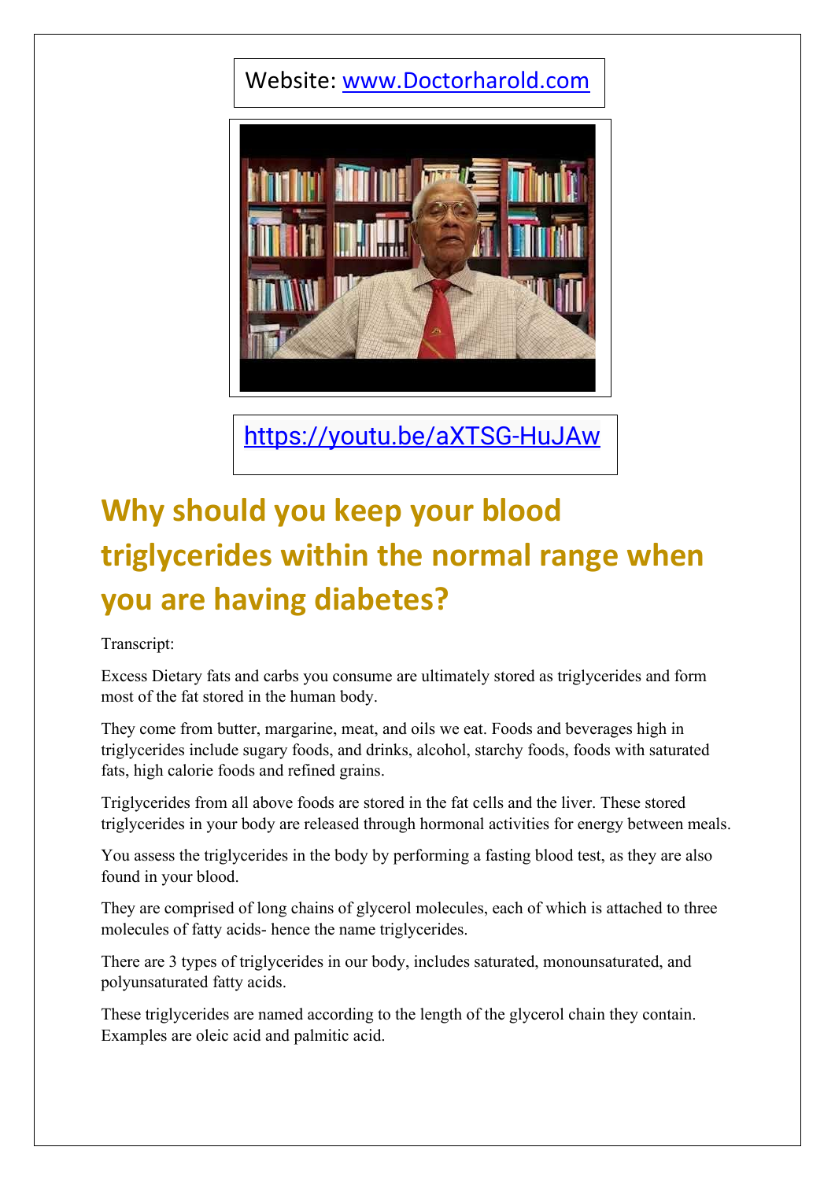Website: [www.Doctorharold.com](http://www.Doctorharold.com)

[https://youtu.be/aXTSG-HuJAw](https://youtu.be/aXTSG-HuJAw)

# Why should you keep your blood triglycerides within the normal range when you are having diabetes?

Transcript:

Excess Dietary fats and carbs you consume are ultimately stored as triglycerides and form most of the fat stored in the human body.

They come from butter, margarine, meat, and oils we eat. Foods and beverages high in triglycerides include sugary foods, and drinks, alcohol, starchy foods, foods with saturated fats, high calorie foods and refined grains.

Triglycerides from all above foods are stored in the fat cells and the liver. These stored triglycerides in your body are released through hormonal activities for energy between meals.

You assess the triglycerides in the body by performing a fasting blood test, as they are also found in your blood.

They are comprised of long chains of glycerol molecules, each of which is attached to three molecules of fatty acids- hence the name triglycerides.

There are 3 types of triglycerides in our body, includes saturated, monounsaturated, and polyunsaturated fatty acids.

These triglycerides are named according to the length of the glycerol chain they contain. Examples are oleic acid and palmitic acid.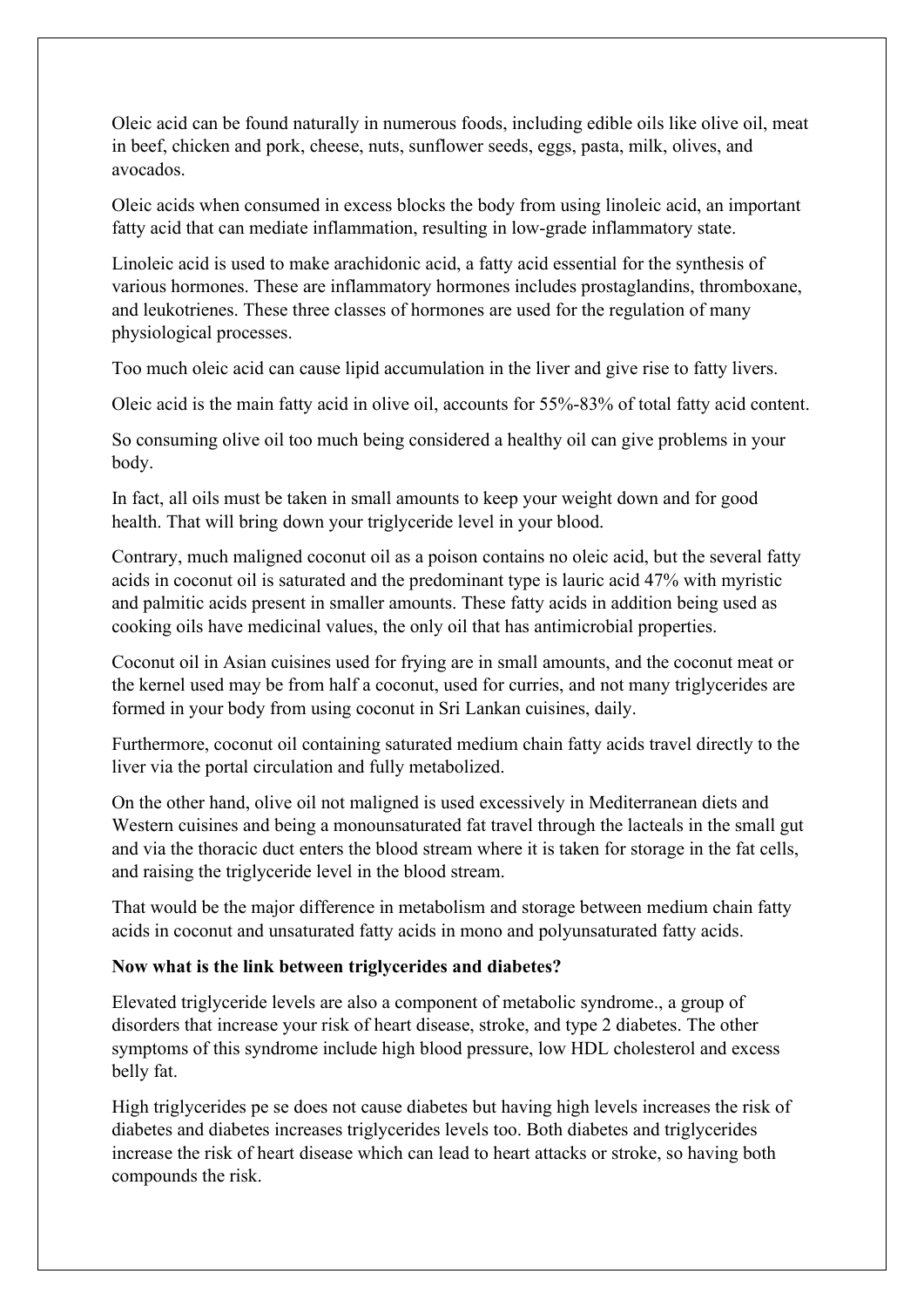Oleic acid can be found naturally in numerous foods, including edible oils like olive oil, meat in beef, chicken and pork, cheese, nuts, sunflower seeds, eggs, pasta, milk, olives, and avocados.

Oleic acids when consumed in excess blocks the body from using linoleic acid, an important fatty acid that can mediate inflammation, resulting in low-grade inflammatory state.

Linoleic acid is used to make arachidonic acid, a fatty acid essential for the synthesis of various hormones. These are inflammatory hormones includes prostaglandins, thromboxane, and leukotrienes. These three classes of hormones are used for the regulation of many physiological processes.

Too much oleic acid can cause lipid accumulation in the liver and give rise to fatty livers.

Oleic acid is the main fatty acid in olive oil, accounts for 55%-83% of total fatty acid content.

So consuming olive oil too much being considered a healthy oil can give problems in your body.

In fact, all oils must be taken in small amounts to keep your weight down and for good health. That will bring down your triglyceride level in your blood.

Contrary, much maligned coconut oil as a poison contains no oleic acid, but the several fatty acids in coconut oil is saturated and the predominant type is lauric acid 47% with myristic and palmitic acids present in smaller amounts. These fatty acids in addition being used as cooking oils have medicinal values, the only oil that has antimicrobial properties.

Coconut oil in Asian cuisines used for frying are in small amounts, and the coconut meat or the kernel used may be from half a coconut, used for curries, and not many triglycerides are formed in your body from using coconut in Sri Lankan cuisines, daily.

Furthermore, coconut oil containing saturated medium chain fatty acids travel directly to the liver via the portal circulation and fully metabolized.

On the other hand, olive oil not maligned is used excessively in Mediterranean diets and Western cuisines and being a monounsaturated fat travel through the lacteals in the small gut and via the thoracic duct enters the blood stream where it is taken for storage in the fat cells, and raising the triglyceride level in the blood stream.

That would be the major difference in metabolism and storage between medium chain fatty acids in coconut and unsaturated fatty acids in mono and polyunsaturated fatty acids.

**Now what is the link between triglycerides and diabetes?**

Elevated triglyceride levels are also a component of metabolic syndrome., a group of disorders that increase your risk of heart disease, stroke, and type 2 diabetes. The other symptoms of this syndrome include high blood pressure, low HDL cholesterol and excess belly fat.

High triglycerides pe se does not cause diabetes but having high levels increases the risk of diabetes and diabetes increases triglycerides levels too. Both diabetes and triglycerides increase the risk of heart disease which can lead to heart attacks or stroke, so having both compounds the risk.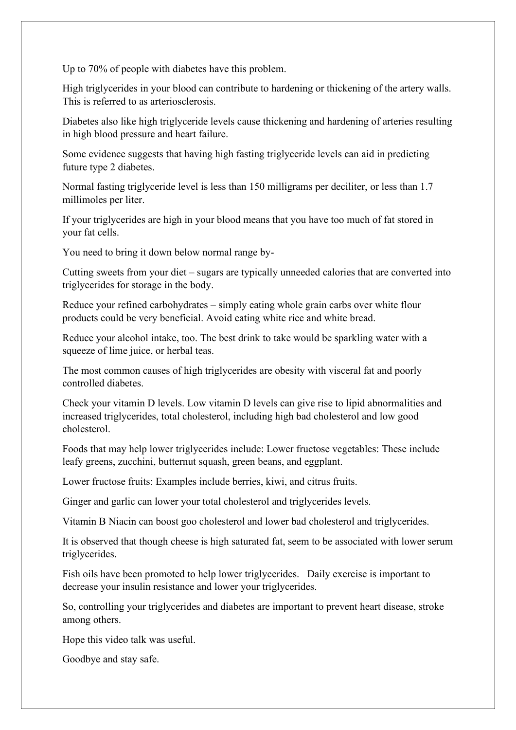Up to 70% of people with diabetes have this problem.

High triglycerides in your blood can contribute to hardening or thickening of the artery walls. This is referred to as arteriosclerosis.

Diabetes also like high triglyceride levels cause thickening and hardening of arteries resulting in high blood pressure and heart failure.

Some evidence suggests that having high fasting triglyceride levels can aid in predicting future type 2 diabetes.

Normal fasting triglyceride level is less than 150 milligrams per deciliter, or less than 1.7 millimoles per liter.

If your triglycerides are high in your blood means that you have too much of fat stored in your fat cells.

You need to bring it down below normal range by-

Cutting sweets from your diet – sugars are typically unneeded calories that are converted into triglycerides for storage in the body.

Reduce your refined carbohydrates – simply eating whole grain carbs over white flour products could be very beneficial. Avoid eating white rice and white bread.

Reduce your alcohol intake, too. The best drink to take would be sparkling water with a squeeze of lime juice, or herbal teas.

The most common causes of high triglycerides are obesity with visceral fat and poorly controlled diabetes.

Check your vitamin D levels. Low vitamin D levels can give rise to lipid abnormalities and increased triglycerides, total cholesterol, including high bad cholesterol and low good cholesterol.

Foods that may help lower triglycerides include: Lower fructose vegetables: These include leafy greens, zucchini, butternut squash, green beans, and eggplant.

Lower fructose fruits: Examples include berries, kiwi, and citrus fruits.

Ginger and garlic can lower your total cholesterol and triglycerides levels.

Vitamin B Niacin can boost goo cholesterol and lower bad cholesterol and triglycerides.

It is observed that though cheese is high saturated fat, seem to be associated with lower serum triglycerides.

Fish oils have been promoted to help lower triglycerides. Daily exercise is important to decrease your insulin resistance and lower your triglycerides.

So, controlling your triglycerides and diabetes are important to prevent heart disease, stroke among others.

Hope this video talk was useful.

Goodbye and stay safe.